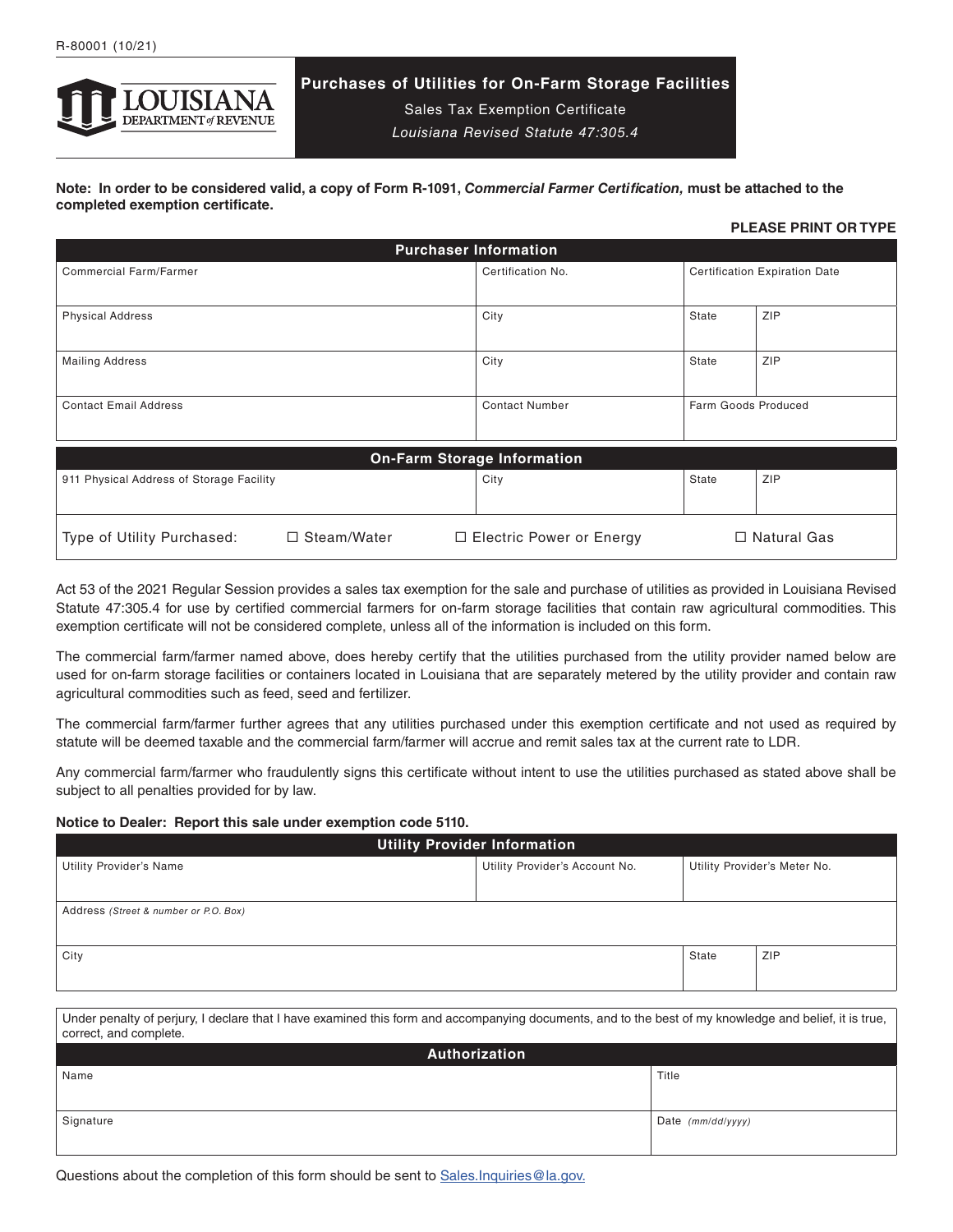R-80001 (10/21)

LOUISIANA DEPARTMENT of REVENUE

# Purchases of Utilities for On-Farm Storage Facilities

Sales Tax Exemption Certificate

*Louisiana Revised Statute 47:305.4*

**Note: In order to be considered valid, a copy of Form R-1091, *Commercial Farmer Certification,* must be attached to the completed exemption certificate.**

**PLEASE PRINT OR TYPE**

| Purchaser Information | | | |
|---|---|---|---|
| Commercial Farm/Farmer | Certification No. | Certification Expiration Date | |
| Physical Address | City | State | ZIP |
| Mailing Address | City | State | ZIP |
| Contact Email Address | Contact Number | Farm Goods Produced | |

| On-Farm Storage Information | | | |
|---|---|---|---|
| 911 Physical Address of Storage Facility | City | State | ZIP |
| Type of Utility Purchased: ☐ Steam/Water | ☐ Electric Power or Energy | ☐ Natural Gas | |

Act 53 of the 2021 Regular Session provides a sales tax exemption for the sale and purchase of utilities as provided in Louisiana Revised Statute 47:305.4 for use by certified commercial farmers for on-farm storage facilities that contain raw agricultural commodities. This exemption certificate will not be considered complete, unless all of the information is included on this form.

The commercial farm/farmer named above, does hereby certify that the utilities purchased from the utility provider named below are used for on-farm storage facilities or containers located in Louisiana that are separately metered by the utility provider and contain raw agricultural commodities such as feed, seed and fertilizer.

The commercial farm/farmer further agrees that any utilities purchased under this exemption certificate and not used as required by statute will be deemed taxable and the commercial farm/farmer will accrue and remit sales tax at the current rate to LDR.

Any commercial farm/farmer who fraudulently signs this certificate without intent to use the utilities purchased as stated above shall be subject to all penalties provided for by law.

**Notice to Dealer: Report this sale under exemption code 5110.**

| Utility Provider Information | | | |
|---|---|---|---|
| Utility Provider's Name | Utility Provider's Account No. | Utility Provider's Meter No. | |
| Address *(Street & number or P.O. Box)* | | | |
| City | | State | ZIP |

Under penalty of perjury, I declare that I have examined this form and accompanying documents, and to the best of my knowledge and belief, it is true, correct, and complete.

| Authorization | |
|---|---|
| Name | Title |
| Signature | Date *(mm/dd/yyyy)* |

Questions about the completion of this form should be sent to Sales.Inquiries@la.gov.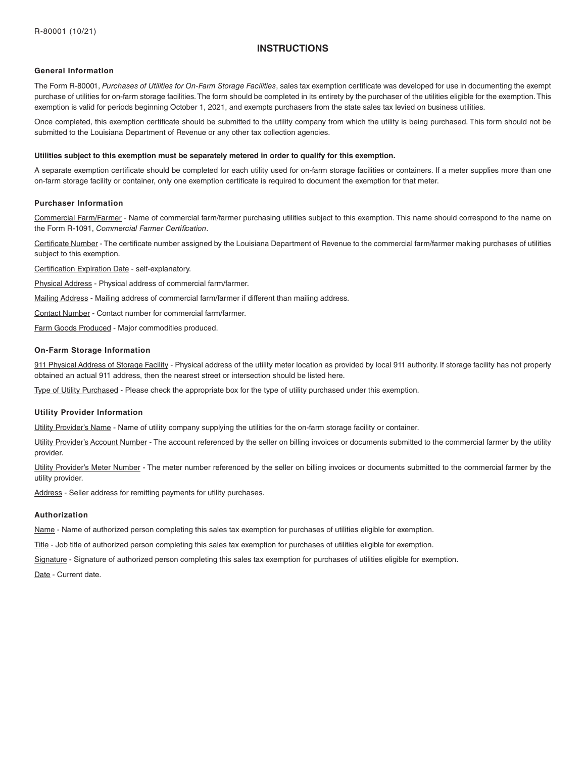R-80001 (10/21)

# INSTRUCTIONS

### General Information

The Form R-80001, *Purchases of Utilities for On-Farm Storage Facilities*, sales tax exemption certificate was developed for use in documenting the exempt purchase of utilities for on-farm storage facilities. The form should be completed in its entirety by the purchaser of the utilities eligible for the exemption. This exemption is valid for periods beginning October 1, 2021, and exempts purchasers from the state sales tax levied on business utilities.

Once completed, this exemption certificate should be submitted to the utility company from which the utility is being purchased. This form should not be submitted to the Louisiana Department of Revenue or any other tax collection agencies.

**Utilities subject to this exemption must be separately metered in order to qualify for this exemption.**

A separate exemption certificate should be completed for each utility used for on-farm storage facilities or containers. If a meter supplies more than one on-farm storage facility or container, only one exemption certificate is required to document the exemption for that meter.

### Purchaser Information

Commercial Farm/Farmer - Name of commercial farm/farmer purchasing utilities subject to this exemption. This name should correspond to the name on the Form R-1091, *Commercial Farmer Certification*.

Certificate Number - The certificate number assigned by the Louisiana Department of Revenue to the commercial farm/farmer making purchases of utilities subject to this exemption.

Certification Expiration Date - self-explanatory.

Physical Address - Physical address of commercial farm/farmer.

Mailing Address - Mailing address of commercial farm/farmer if different than mailing address.

Contact Number - Contact number for commercial farm/farmer.

Farm Goods Produced - Major commodities produced.

### On-Farm Storage Information

911 Physical Address of Storage Facility - Physical address of the utility meter location as provided by local 911 authority. If storage facility has not properly obtained an actual 911 address, then the nearest street or intersection should be listed here.

Type of Utility Purchased - Please check the appropriate box for the type of utility purchased under this exemption.

### Utility Provider Information

Utility Provider's Name - Name of utility company supplying the utilities for the on-farm storage facility or container.

Utility Provider's Account Number - The account referenced by the seller on billing invoices or documents submitted to the commercial farmer by the utility provider.

Utility Provider's Meter Number - The meter number referenced by the seller on billing invoices or documents submitted to the commercial farmer by the utility provider.

Address - Seller address for remitting payments for utility purchases.

### Authorization

Name - Name of authorized person completing this sales tax exemption for purchases of utilities eligible for exemption.

Title - Job title of authorized person completing this sales tax exemption for purchases of utilities eligible for exemption.

Signature - Signature of authorized person completing this sales tax exemption for purchases of utilities eligible for exemption.

Date - Current date.